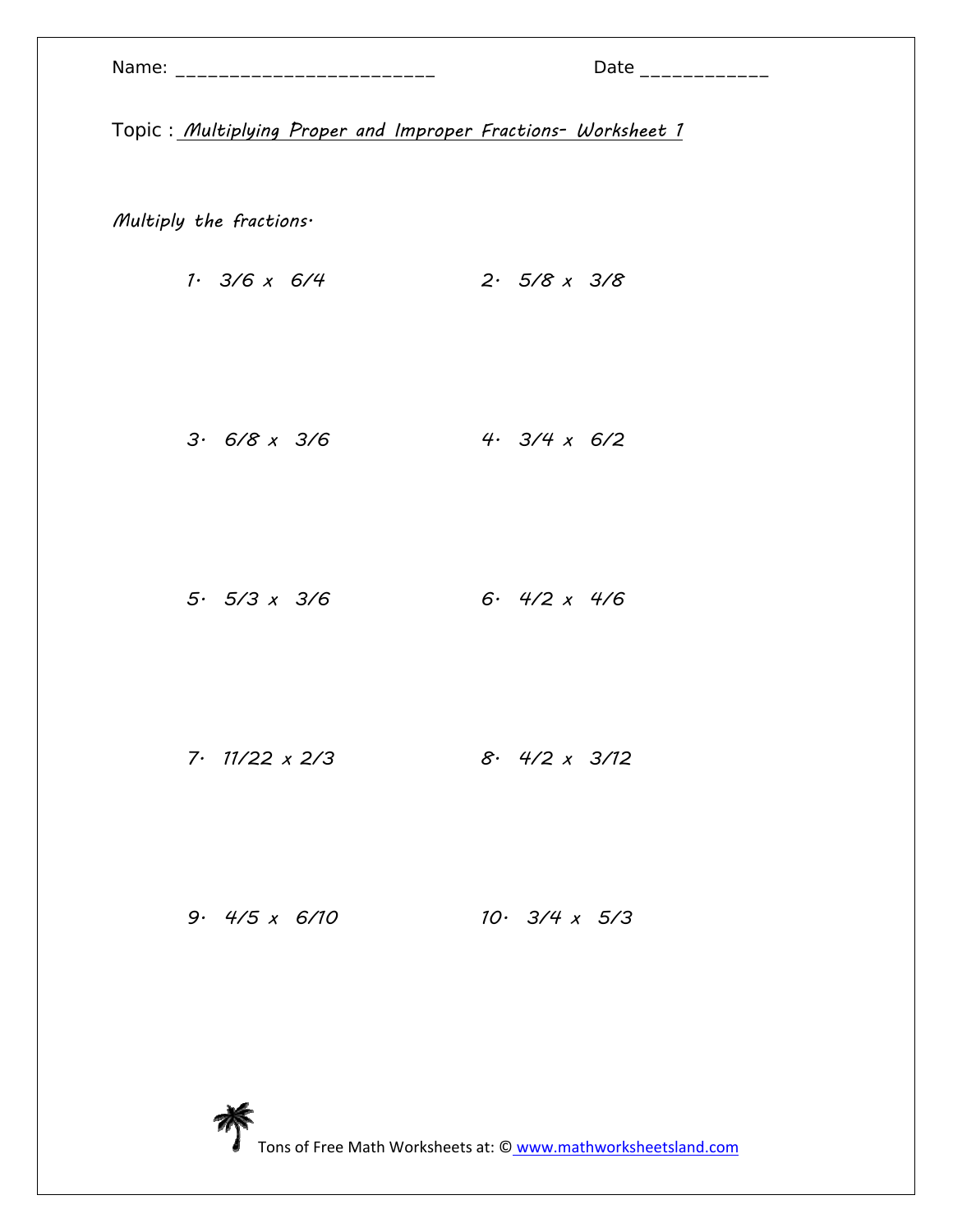Name: ________________________ Date ____________

Topic : *Multiplying Proper and Improper Fractions- Worksheet 1*

*Multiply the fractions.*

1. $3/6 \times 6/4$

2. $5/8 \times 3/8$

3. $6/8 \times 3/6$

4. $3/4 \times 6/2$

5. $5/3 \times 3/6$

6. $4/2 \times 4/6$

7. $11/22 \times 2/3$

8. $4/2 \times 3/12$

9. $4/5 \times 6/10$

10. $3/4 \times 5/3$

Tons of Free Math Worksheets at: © www.mathworksheetsland.com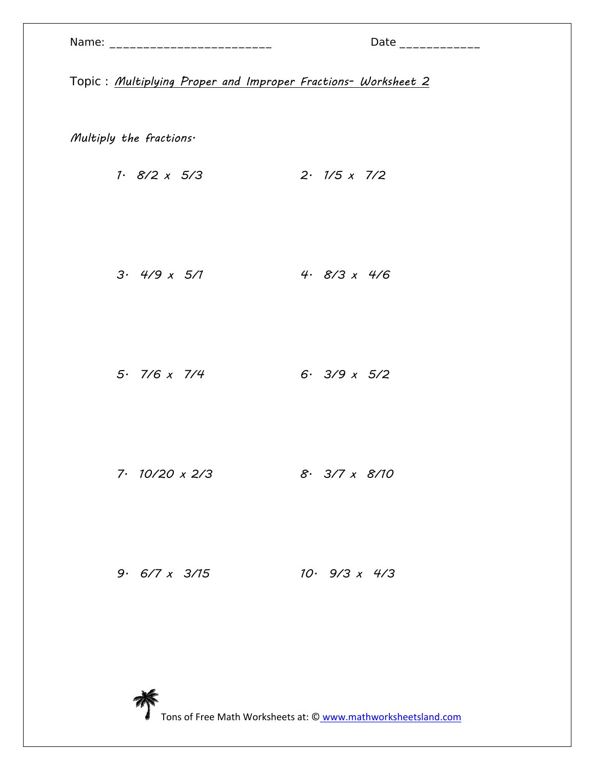Name: ________________________ Date ____________

Topic : *Multiplying Proper and Improper Fractions- Worksheet 2*

*Multiply the fractions.*

1. $8/2 \times 5/3$
2. $1/5 \times 7/2$
3. $4/9 \times 5/1$
4. $8/3 \times 4/6$
5. $7/6 \times 7/4$
6. $3/9 \times 5/2$
7. $10/20 \times 2/3$
8. $3/7 \times 8/10$
9. $6/7 \times 3/15$
10. $9/3 \times 4/3$

Tons of Free Math Worksheets at: © www.mathworksheetsland.com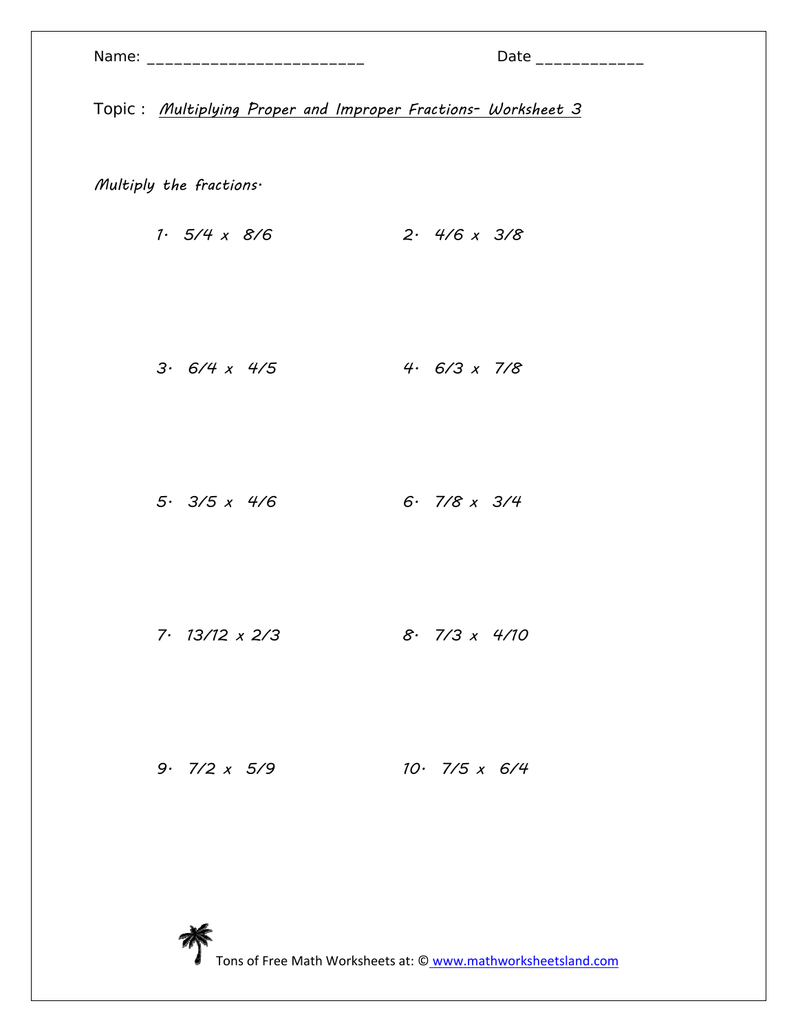Name: ________________________ Date ____________

Topic : *Multiplying Proper and Improper Fractions- Worksheet 3*

*Multiply the fractions.*

1. $5/4 \times 8/6$

2. $4/6 \times 3/8$

3. $6/4 \times 4/5$

4. $6/3 \times 7/8$

5. $3/5 \times 4/6$

6. $7/8 \times 3/4$

7. $13/12 \times 2/3$

8. $7/3 \times 4/10$

9. $7/2 \times 5/9$

10. $7/5 \times 6/4$

Tons of Free Math Worksheets at: © www.mathworksheetsland.com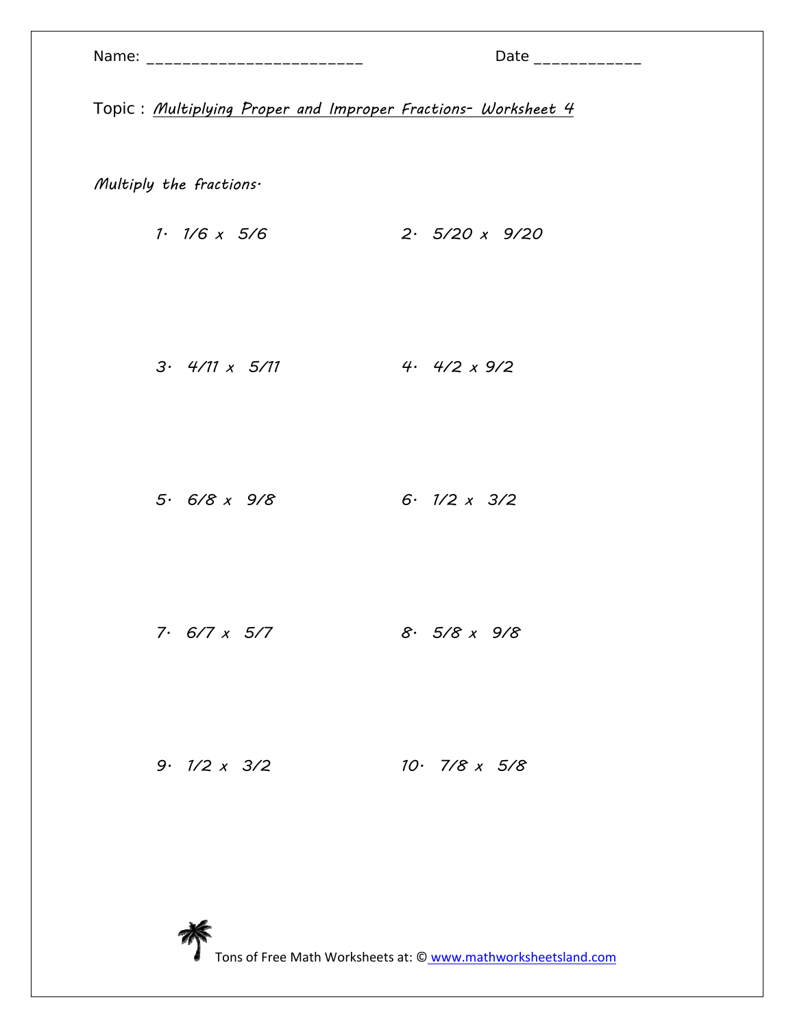Name: ________________________ Date ____________

Topic : *Multiplying Proper and Improper Fractions- Worksheet 4*

*Multiply the fractions.*

1. $1/6 \times 5/6$

2. $5/20 \times 9/20$

3. $4/11 \times 5/11$

4. $4/2 \times 9/2$

5. $6/8 \times 9/8$

6. $1/2 \times 3/2$

7. $6/7 \times 5/7$

8. $5/8 \times 9/8$

9. $1/2 \times 3/2$

10. $7/8 \times 5/8$

Tons of Free Math Worksheets at: © www.mathworksheetsland.com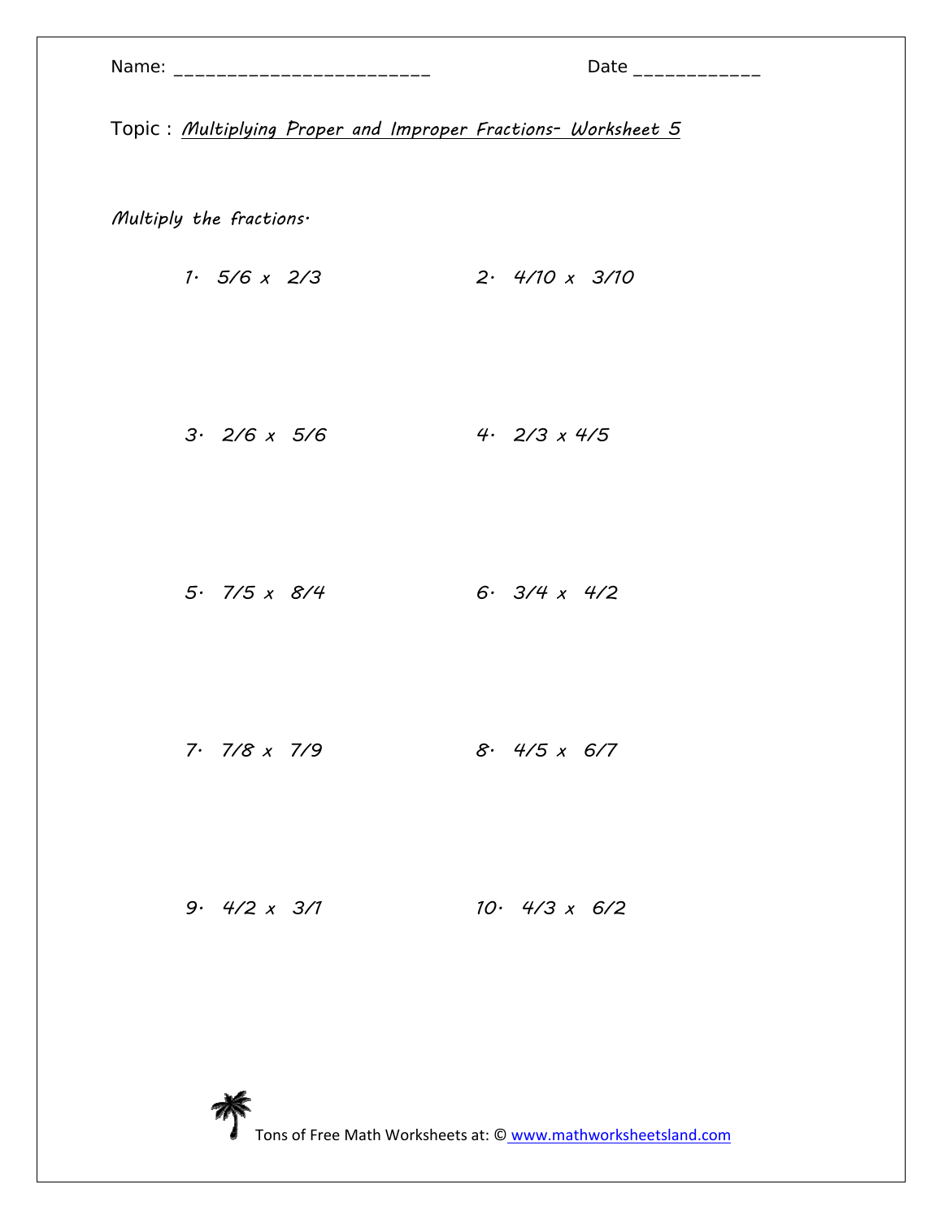Name: ________________________ Date ____________

Topic : *Multiplying Proper and Improper Fractions- Worksheet 5*

*Multiply the fractions.*

1. $5/6 \times 2/3$

2. $4/10 \times 3/10$

3. $2/6 \times 5/6$

4. $2/3 \times 4/5$

5. $7/5 \times 8/4$

6. $3/4 \times 4/2$

7. $7/8 \times 7/9$

8. $4/5 \times 6/7$

9. $4/2 \times 3/1$

10. $4/3 \times 6/2$

Tons of Free Math Worksheets at: © www.mathworksheetsland.com